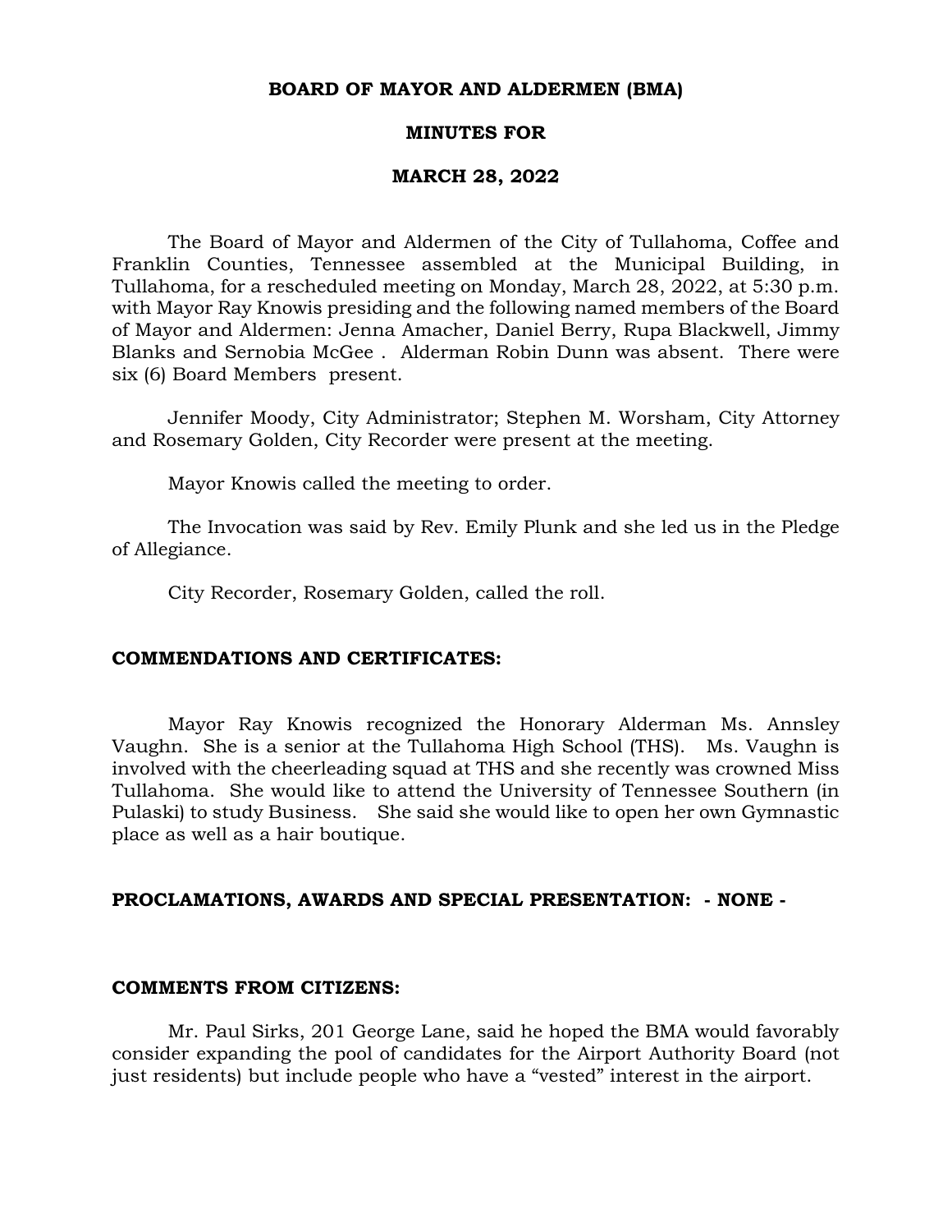**BOARD OF MAYOR AND ALDERMEN (BMA)**

**MINUTES FOR**

**MARCH 28, 2022**

The Board of Mayor and Aldermen of the City of Tullahoma, Coffee and Franklin Counties, Tennessee assembled at the Municipal Building, in Tullahoma, for a rescheduled meeting on Monday, March 28, 2022, at 5:30 p.m. with Mayor Ray Knowis presiding and the following named members of the Board of Mayor and Aldermen: Jenna Amacher, Daniel Berry, Rupa Blackwell, Jimmy Blanks and Sernobia McGee . Alderman Robin Dunn was absent. There were six (6) Board Members present.

Jennifer Moody, City Administrator; Stephen M. Worsham, City Attorney and Rosemary Golden, City Recorder were present at the meeting.

Mayor Knowis called the meeting to order.

The Invocation was said by Rev. Emily Plunk and she led us in the Pledge of Allegiance.

City Recorder, Rosemary Golden, called the roll.

**COMMENDATIONS AND CERTIFICATES:**

Mayor Ray Knowis recognized the Honorary Alderman Ms. Annsley Vaughn. She is a senior at the Tullahoma High School (THS). Ms. Vaughn is involved with the cheerleading squad at THS and she recently was crowned Miss Tullahoma. She would like to attend the University of Tennessee Southern (in Pulaski) to study Business. She said she would like to open her own Gymnastic place as well as a hair boutique.

**PROCLAMATIONS, AWARDS AND SPECIAL PRESENTATION: - NONE -**

**COMMENTS FROM CITIZENS:**

Mr. Paul Sirks, 201 George Lane, said he hoped the BMA would favorably consider expanding the pool of candidates for the Airport Authority Board (not just residents) but include people who have a "vested" interest in the airport.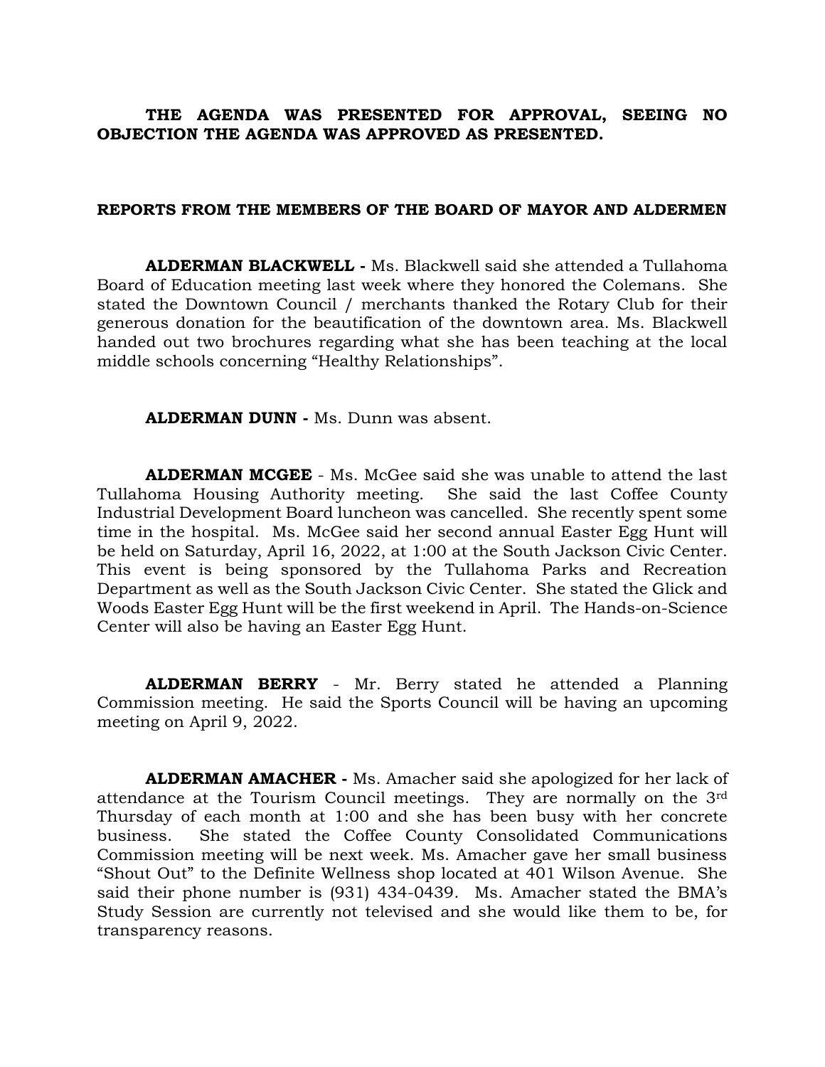**THE AGENDA WAS PRESENTED FOR APPROVAL, SEEING NO OBJECTION THE AGENDA WAS APPROVED AS PRESENTED.**

**REPORTS FROM THE MEMBERS OF THE BOARD OF MAYOR AND ALDERMEN**

**ALDERMAN BLACKWELL -** Ms. Blackwell said she attended a Tullahoma Board of Education meeting last week where they honored the Colemans. She stated the Downtown Council / merchants thanked the Rotary Club for their generous donation for the beautification of the downtown area. Ms. Blackwell handed out two brochures regarding what she has been teaching at the local middle schools concerning "Healthy Relationships".

**ALDERMAN DUNN -** Ms. Dunn was absent.

**ALDERMAN MCGEE** - Ms. McGee said she was unable to attend the last Tullahoma Housing Authority meeting. She said the last Coffee County Industrial Development Board luncheon was cancelled. She recently spent some time in the hospital. Ms. McGee said her second annual Easter Egg Hunt will be held on Saturday, April 16, 2022, at 1:00 at the South Jackson Civic Center. This event is being sponsored by the Tullahoma Parks and Recreation Department as well as the South Jackson Civic Center. She stated the Glick and Woods Easter Egg Hunt will be the first weekend in April. The Hands-on-Science Center will also be having an Easter Egg Hunt.

**ALDERMAN BERRY** - Mr. Berry stated he attended a Planning Commission meeting. He said the Sports Council will be having an upcoming meeting on April 9, 2022.

**ALDERMAN AMACHER -** Ms. Amacher said she apologized for her lack of attendance at the Tourism Council meetings. They are normally on the 3rd Thursday of each month at 1:00 and she has been busy with her concrete business. She stated the Coffee County Consolidated Communications Commission meeting will be next week. Ms. Amacher gave her small business "Shout Out" to the Definite Wellness shop located at 401 Wilson Avenue. She said their phone number is (931) 434-0439. Ms. Amacher stated the BMA's Study Session are currently not televised and she would like them to be, for transparency reasons.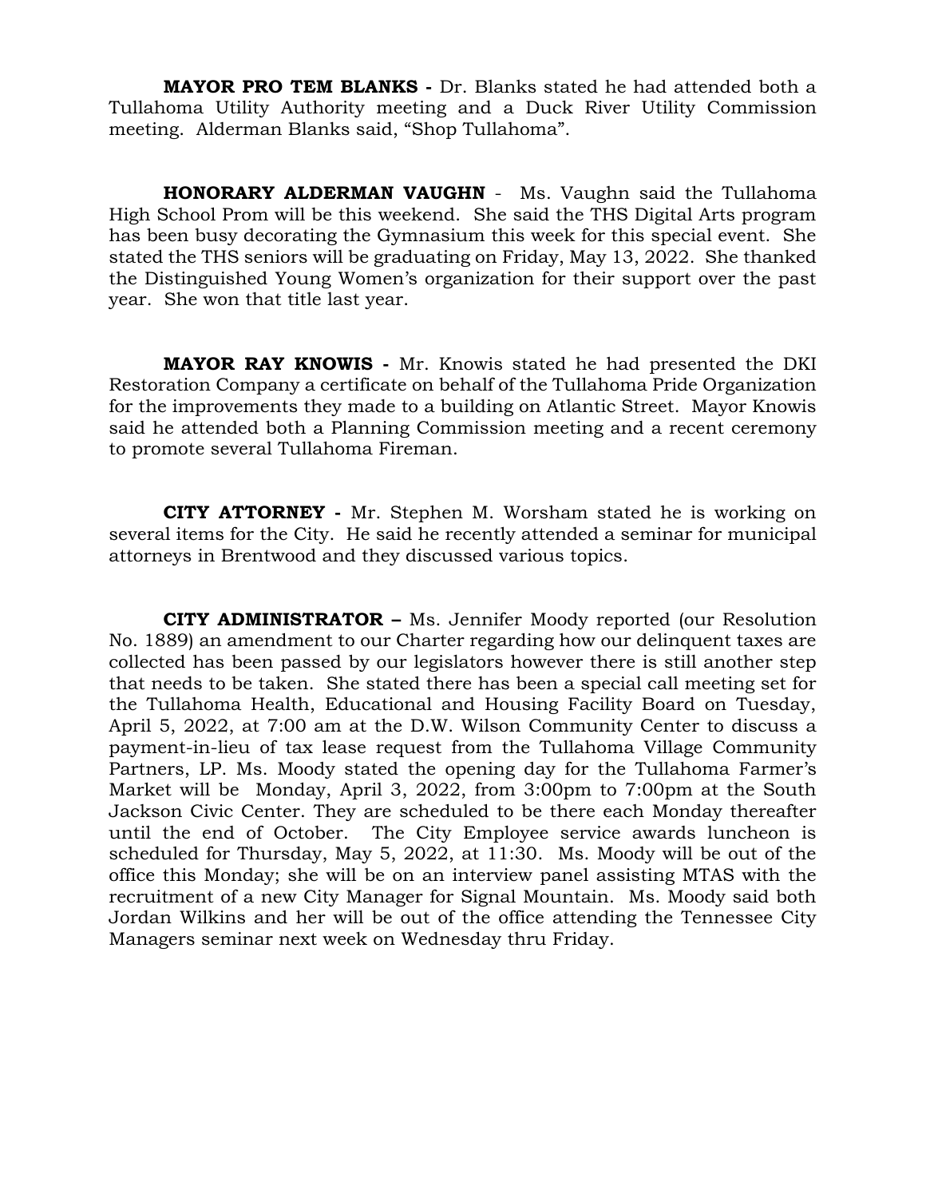**MAYOR PRO TEM BLANKS -** Dr. Blanks stated he had attended both a Tullahoma Utility Authority meeting and a Duck River Utility Commission meeting. Alderman Blanks said, "Shop Tullahoma".

**HONORARY ALDERMAN VAUGHN** - Ms. Vaughn said the Tullahoma High School Prom will be this weekend. She said the THS Digital Arts program has been busy decorating the Gymnasium this week for this special event. She stated the THS seniors will be graduating on Friday, May 13, 2022. She thanked the Distinguished Young Women's organization for their support over the past year. She won that title last year.

**MAYOR RAY KNOWIS -** Mr. Knowis stated he had presented the DKI Restoration Company a certificate on behalf of the Tullahoma Pride Organization for the improvements they made to a building on Atlantic Street. Mayor Knowis said he attended both a Planning Commission meeting and a recent ceremony to promote several Tullahoma Fireman.

**CITY ATTORNEY -** Mr. Stephen M. Worsham stated he is working on several items for the City. He said he recently attended a seminar for municipal attorneys in Brentwood and they discussed various topics.

**CITY ADMINISTRATOR –** Ms. Jennifer Moody reported (our Resolution No. 1889) an amendment to our Charter regarding how our delinquent taxes are collected has been passed by our legislators however there is still another step that needs to be taken. She stated there has been a special call meeting set for the Tullahoma Health, Educational and Housing Facility Board on Tuesday, April 5, 2022, at 7:00 am at the D.W. Wilson Community Center to discuss a payment-in-lieu of tax lease request from the Tullahoma Village Community Partners, LP. Ms. Moody stated the opening day for the Tullahoma Farmer's Market will be Monday, April 3, 2022, from 3:00pm to 7:00pm at the South Jackson Civic Center. They are scheduled to be there each Monday thereafter until the end of October. The City Employee service awards luncheon is scheduled for Thursday, May 5, 2022, at 11:30. Ms. Moody will be out of the office this Monday; she will be on an interview panel assisting MTAS with the recruitment of a new City Manager for Signal Mountain. Ms. Moody said both Jordan Wilkins and her will be out of the office attending the Tennessee City Managers seminar next week on Wednesday thru Friday.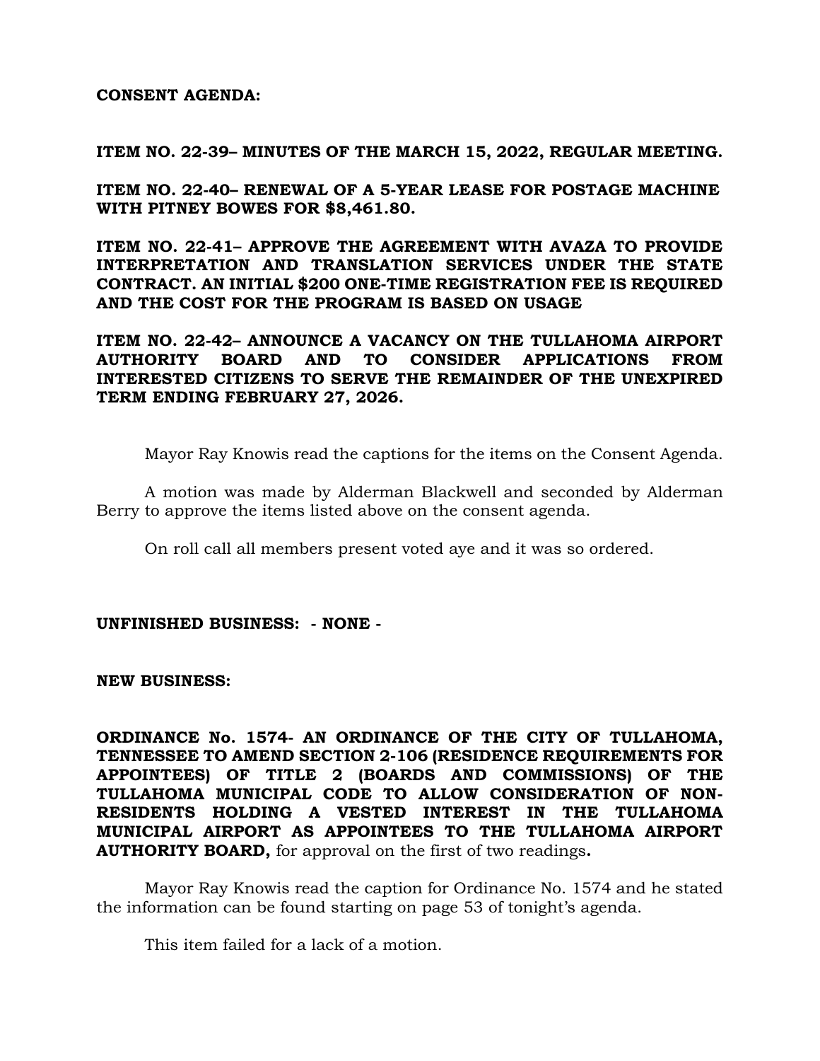**CONSENT AGENDA:**

**ITEM NO. 22-39– MINUTES OF THE MARCH 15, 2022, REGULAR MEETING.**

**ITEM NO. 22-40– RENEWAL OF A 5-YEAR LEASE FOR POSTAGE MACHINE WITH PITNEY BOWES FOR $8,461.80.**

**ITEM NO. 22-41– APPROVE THE AGREEMENT WITH AVAZA TO PROVIDE INTERPRETATION AND TRANSLATION SERVICES UNDER THE STATE CONTRACT. AN INITIAL $200 ONE-TIME REGISTRATION FEE IS REQUIRED AND THE COST FOR THE PROGRAM IS BASED ON USAGE**

**ITEM NO. 22-42– ANNOUNCE A VACANCY ON THE TULLAHOMA AIRPORT AUTHORITY BOARD AND TO CONSIDER APPLICATIONS FROM INTERESTED CITIZENS TO SERVE THE REMAINDER OF THE UNEXPIRED TERM ENDING FEBRUARY 27, 2026.**

Mayor Ray Knowis read the captions for the items on the Consent Agenda.

A motion was made by Alderman Blackwell and seconded by Alderman Berry to approve the items listed above on the consent agenda.

On roll call all members present voted aye and it was so ordered.

**UNFINISHED BUSINESS: - NONE -**

**NEW BUSINESS:**

**ORDINANCE No. 1574- AN ORDINANCE OF THE CITY OF TULLAHOMA, TENNESSEE TO AMEND SECTION 2-106 (RESIDENCE REQUIREMENTS FOR APPOINTEES) OF TITLE 2 (BOARDS AND COMMISSIONS) OF THE TULLAHOMA MUNICIPAL CODE TO ALLOW CONSIDERATION OF NON-RESIDENTS HOLDING A VESTED INTEREST IN THE TULLAHOMA MUNICIPAL AIRPORT AS APPOINTEES TO THE TULLAHOMA AIRPORT AUTHORITY BOARD,** for approval on the first of two readings**.**

Mayor Ray Knowis read the caption for Ordinance No. 1574 and he stated the information can be found starting on page 53 of tonight's agenda.

This item failed for a lack of a motion.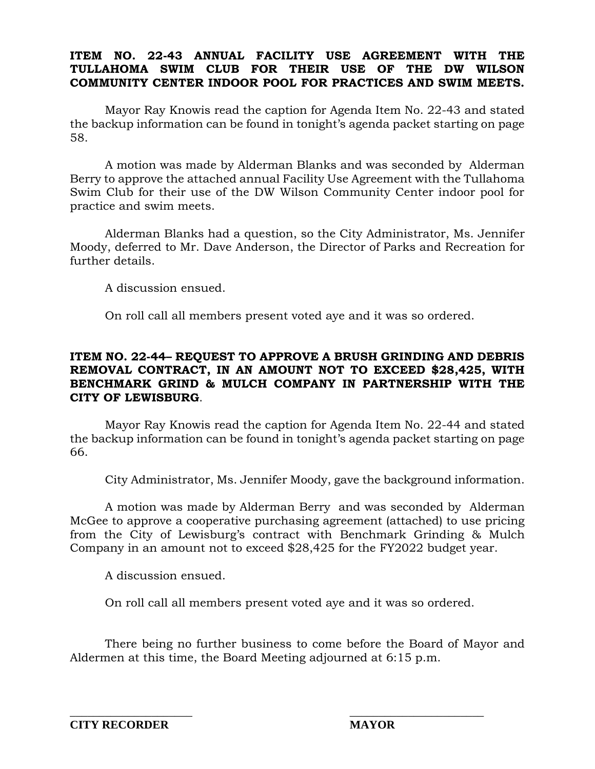**ITEM NO. 22-43 ANNUAL FACILITY USE AGREEMENT WITH THE TULLAHOMA SWIM CLUB FOR THEIR USE OF THE DW WILSON COMMUNITY CENTER INDOOR POOL FOR PRACTICES AND SWIM MEETS.**

Mayor Ray Knowis read the caption for Agenda Item No. 22-43 and stated the backup information can be found in tonight's agenda packet starting on page 58.

A motion was made by Alderman Blanks and was seconded by Alderman Berry to approve the attached annual Facility Use Agreement with the Tullahoma Swim Club for their use of the DW Wilson Community Center indoor pool for practice and swim meets.

Alderman Blanks had a question, so the City Administrator, Ms. Jennifer Moody, deferred to Mr. Dave Anderson, the Director of Parks and Recreation for further details.

A discussion ensued.

On roll call all members present voted aye and it was so ordered.

**ITEM NO. 22-44– REQUEST TO APPROVE A BRUSH GRINDING AND DEBRIS REMOVAL CONTRACT, IN AN AMOUNT NOT TO EXCEED $28,425, WITH BENCHMARK GRIND & MULCH COMPANY IN PARTNERSHIP WITH THE CITY OF LEWISBURG**.

Mayor Ray Knowis read the caption for Agenda Item No. 22-44 and stated the backup information can be found in tonight's agenda packet starting on page 66.

City Administrator, Ms. Jennifer Moody, gave the background information.

A motion was made by Alderman Berry and was seconded by Alderman McGee to approve a cooperative purchasing agreement (attached) to use pricing from the City of Lewisburg's contract with Benchmark Grinding & Mulch Company in an amount not to exceed $28,425 for the FY2022 budget year.

A discussion ensued.

On roll call all members present voted aye and it was so ordered.

There being no further business to come before the Board of Mayor and Aldermen at this time, the Board Meeting adjourned at 6:15 p.m.

\_\_\_\_\_\_\_\_\_\_\_\_\_\_\_\_\_\_\_\_\_\_ \_\_\_\_\_\_\_\_\_\_\_\_\_\_\_\_\_\_\_\_\_\_\_\_

**CITY RECORDER** **MAYOR**